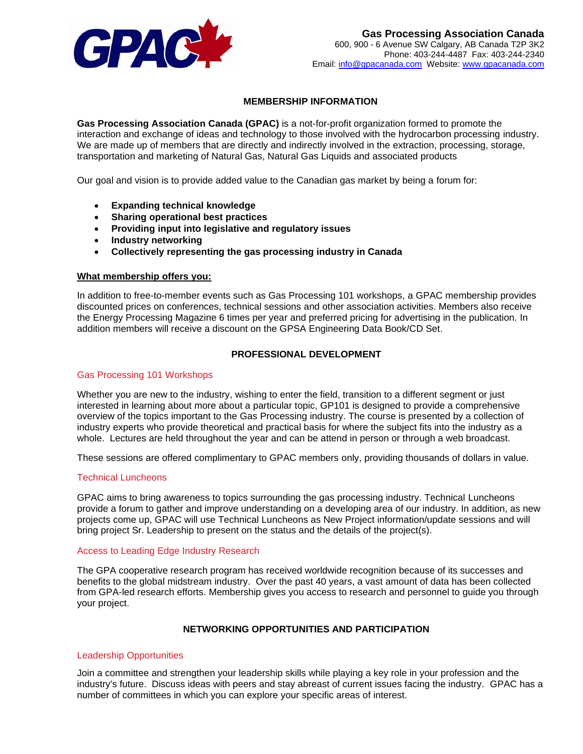**Gas Processing Association Canada**
600, 900 - 6 Avenue SW Calgary, AB Canada T2P 3K2
Phone: 403-244-4487 Fax: 403-244-2340
Email: info@gpacanada.com Website: www.gpacanada.com

## MEMBERSHIP INFORMATION

**Gas Processing Association Canada (GPAC)** is a not-for-profit organization formed to promote the interaction and exchange of ideas and technology to those involved with the hydrocarbon processing industry. We are made up of members that are directly and indirectly involved in the extraction, processing, storage, transportation and marketing of Natural Gas, Natural Gas Liquids and associated products

Our goal and vision is to provide added value to the Canadian gas market by being a forum for:

- **Expanding technical knowledge**
- **Sharing operational best practices**
- **Providing input into legislative and regulatory issues**
- **Industry networking**
- **Collectively representing the gas processing industry in Canada**

**What membership offers you:**

In addition to free-to-member events such as Gas Processing 101 workshops, a GPAC membership provides discounted prices on conferences, technical sessions and other association activities. Members also receive the Energy Processing Magazine 6 times per year and preferred pricing for advertising in the publication. In addition members will receive a discount on the GPSA Engineering Data Book/CD Set.

## PROFESSIONAL DEVELOPMENT

### Gas Processing 101 Workshops

Whether you are new to the industry, wishing to enter the field, transition to a different segment or just interested in learning about more about a particular topic, GP101 is designed to provide a comprehensive overview of the topics important to the Gas Processing industry. The course is presented by a collection of industry experts who provide theoretical and practical basis for where the subject fits into the industry as a whole. Lectures are held throughout the year and can be attend in person or through a web broadcast.

These sessions are offered complimentary to GPAC members only, providing thousands of dollars in value.

### Technical Luncheons

GPAC aims to bring awareness to topics surrounding the gas processing industry. Technical Luncheons provide a forum to gather and improve understanding on a developing area of our industry. In addition, as new projects come up, GPAC will use Technical Luncheons as New Project information/update sessions and will bring project Sr. Leadership to present on the status and the details of the project(s).

### Access to Leading Edge Industry Research

The GPA cooperative research program has received worldwide recognition because of its successes and benefits to the global midstream industry. Over the past 40 years, a vast amount of data has been collected from GPA-led research efforts. Membership gives you access to research and personnel to guide you through your project.

## NETWORKING OPPORTUNITIES AND PARTICIPATION

### Leadership Opportunities

Join a committee and strengthen your leadership skills while playing a key role in your profession and the industry's future. Discuss ideas with peers and stay abreast of current issues facing the industry. GPAC has a number of committees in which you can explore your specific areas of interest.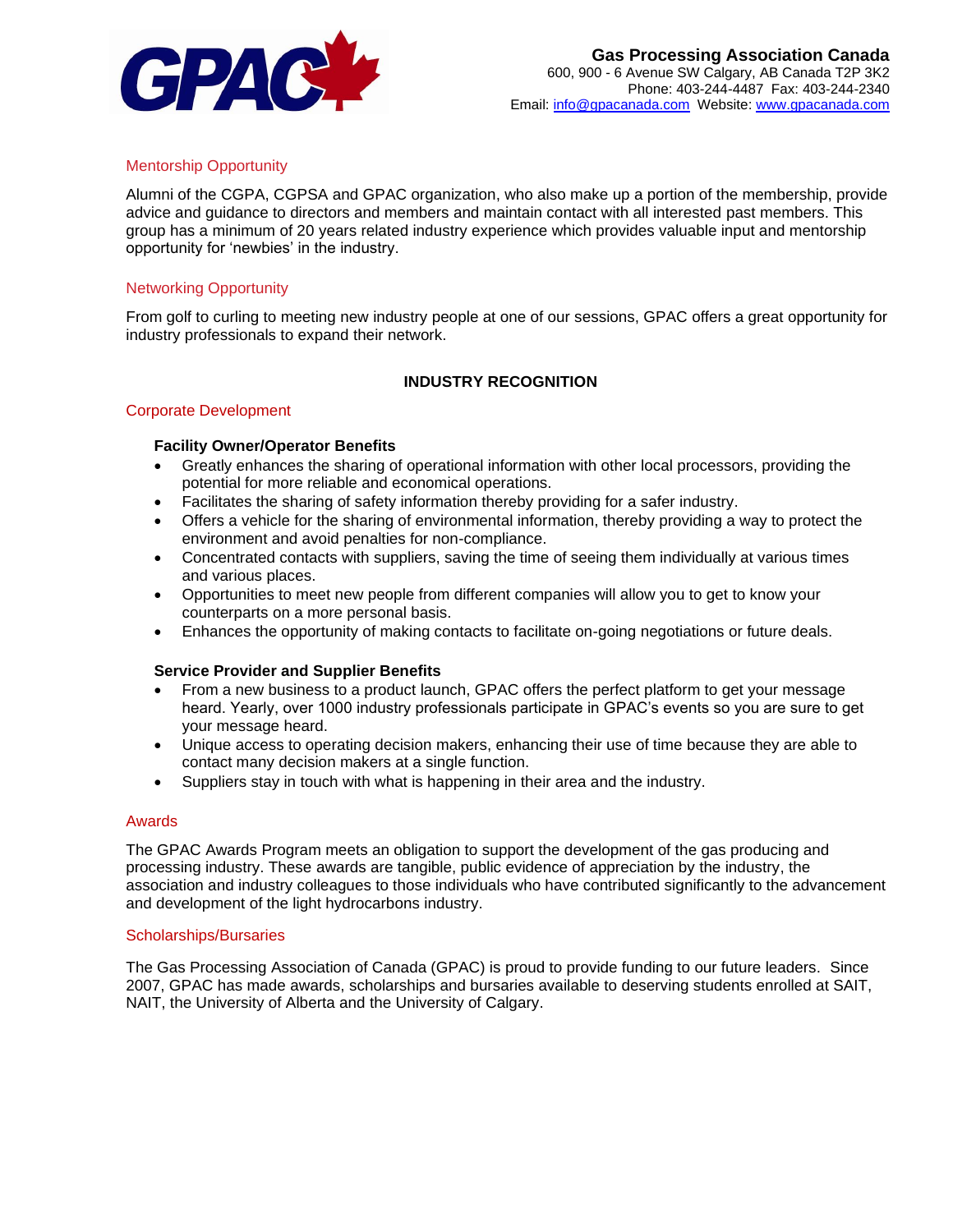### Mentorship Opportunity

Alumni of the CGPA, CGPSA and GPAC organization, who also make up a portion of the membership, provide advice and guidance to directors and members and maintain contact with all interested past members. This group has a minimum of 20 years related industry experience which provides valuable input and mentorship opportunity for 'newbies' in the industry.

### Networking Opportunity

From golf to curling to meeting new industry people at one of our sessions, GPAC offers a great opportunity for industry professionals to expand their network.

## INDUSTRY RECOGNITION

### Corporate Development

**Facility Owner/Operator Benefits**

- Greatly enhances the sharing of operational information with other local processors, providing the potential for more reliable and economical operations.
- Facilitates the sharing of safety information thereby providing for a safer industry.
- Offers a vehicle for the sharing of environmental information, thereby providing a way to protect the environment and avoid penalties for non-compliance.
- Concentrated contacts with suppliers, saving the time of seeing them individually at various times and various places.
- Opportunities to meet new people from different companies will allow you to get to know your counterparts on a more personal basis.
- Enhances the opportunity of making contacts to facilitate on-going negotiations or future deals.

**Service Provider and Supplier Benefits**

- From a new business to a product launch, GPAC offers the perfect platform to get your message heard. Yearly, over 1000 industry professionals participate in GPAC's events so you are sure to get your message heard.
- Unique access to operating decision makers, enhancing their use of time because they are able to contact many decision makers at a single function.
- Suppliers stay in touch with what is happening in their area and the industry.

### Awards

The GPAC Awards Program meets an obligation to support the development of the gas producing and processing industry. These awards are tangible, public evidence of appreciation by the industry, the association and industry colleagues to those individuals who have contributed significantly to the advancement and development of the light hydrocarbons industry.

### Scholarships/Bursaries

The Gas Processing Association of Canada (GPAC) is proud to provide funding to our future leaders. Since 2007, GPAC has made awards, scholarships and bursaries available to deserving students enrolled at SAIT, NAIT, the University of Alberta and the University of Calgary.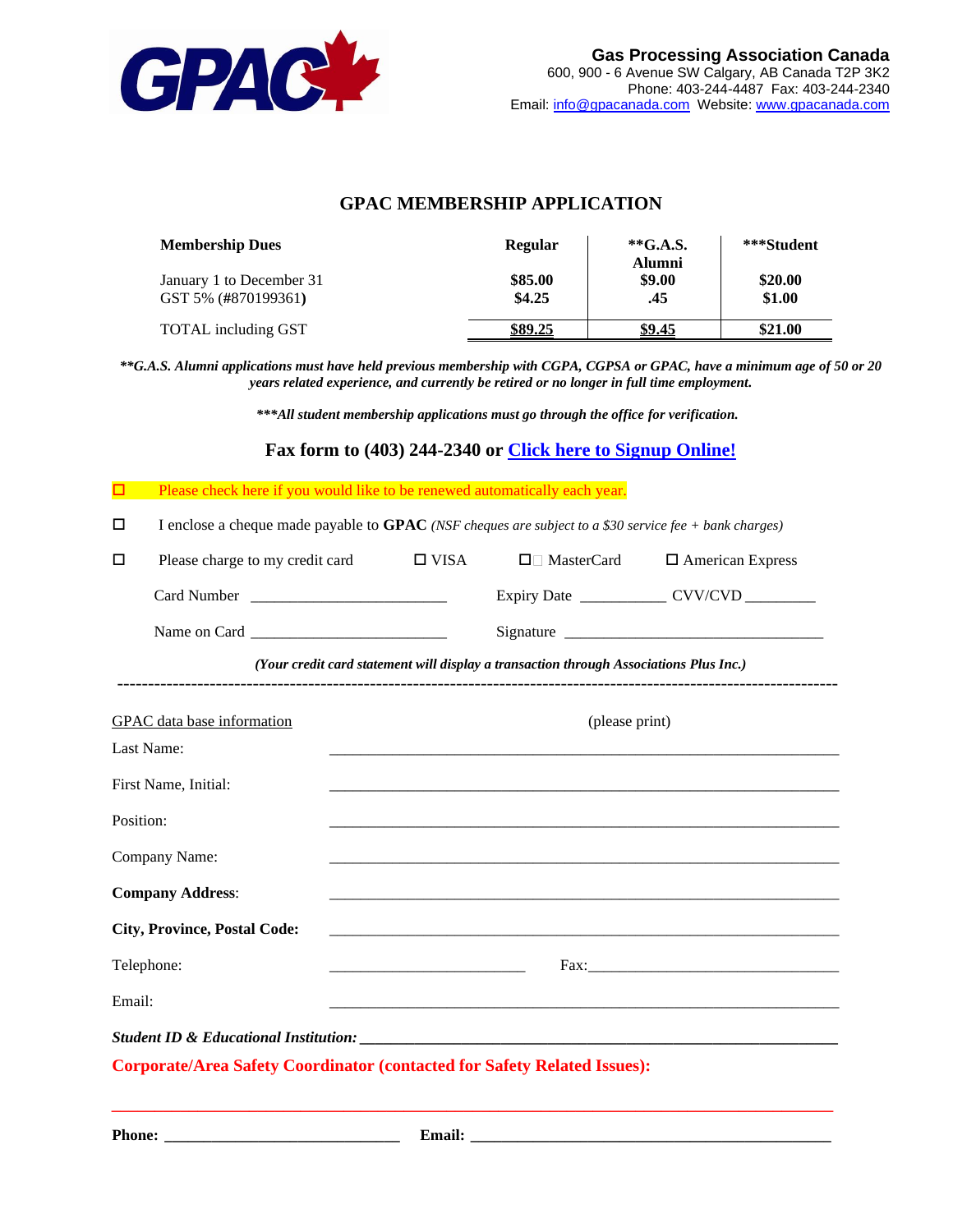GPAC

**Gas Processing Association Canada**
600, 900 - 6 Avenue SW Calgary, AB Canada T2P 3K2
Phone: 403-244-4487 Fax: 403-244-2340
Email: info@gpacanada.com Website: www.gpacanada.com

# GPAC MEMBERSHIP APPLICATION

| **Membership Dues** | **Regular** | **\*\*G.A.S. Alumni** | **\*\*\*Student** |
|---|---|---|---|
| January 1 to December 31 | **$85.00** | **$9.00** | **$20.00** |
| GST 5% (#870199361**)** | **$4.25** | **.45** | **$1.00** |
| TOTAL including GST | **$89.25** | **$9.45** | **$21.00** |

***\*\*G.A.S. Alumni applications must have held previous membership with CGPA, CGPSA or GPAC, have a minimum age of 50 or 20 years related experience, and currently be retired or no longer in full time employment.***

***\*\*\*All student membership applications must go through the office for verification.***

**Fax form to (403) 244-2340 or Click here to Signup Online!**

☐ Please check here if you would like to be renewed automatically each year.

☐ I enclose a cheque made payable to **GPAC** *(NSF cheques are subject to a $30 service fee + bank charges)*

☐ Please charge to my credit card ☐ VISA ☐ MasterCard ☐ American Express

Card Number ________________________ Expiry Date __________ CVV/CVD ________

Name on Card ________________________ Signature ________________________________

***(Your credit card statement will display a transaction through Associations Plus Inc.)***

---

GPAC data base information (please print)

Last Name: ____________________________________________

First Name, Initial: ____________________________________________

Position: ____________________________________________

Company Name: ____________________________________________

**Company Address**: ____________________________________________

**City, Province, Postal Code:** ____________________________________________

Telephone: ________________________ Fax: ________________________________

Email: ____________________________________________

***Student ID & Educational Institution:*** ____________________________________________

**Corporate/Area Safety Coordinator (contacted for Safety Related Issues):**

____________________________________________

**Phone:** ____________________________ **Email:** ____________________________________________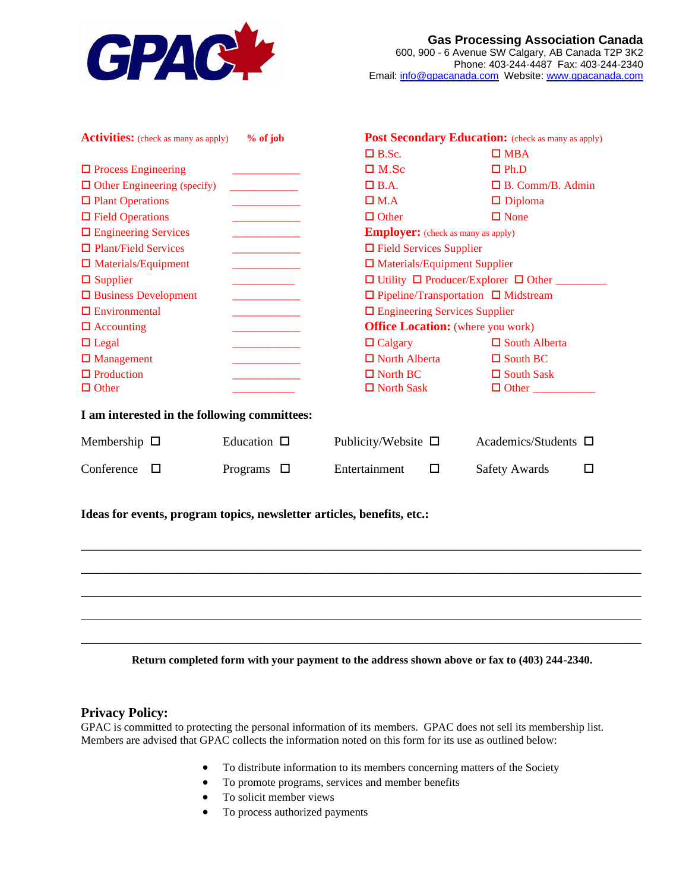**GPAC**

**Gas Processing Association Canada**
600, 900 - 6 Avenue SW Calgary, AB Canada T2P 3K2
Phone: 403-244-4487 Fax: 403-244-2340
Email: info@gpacanada.com Website: www.gpacanada.com

**Activities:** (check as many as apply) **% of job**

- ☐ Process Engineering ____________
- ☐ Other Engineering (specify) ____________
- ☐ Plant Operations ____________
- ☐ Field Operations ____________
- ☐ Engineering Services ____________
- ☐ Plant/Field Services ____________
- ☐ Materials/Equipment ____________
- ☐ Supplier ____________
- ☐ Business Development ____________
- ☐ Environmental ____________
- ☐ Accounting ____________
- ☐ Legal ____________
- ☐ Management ____________
- ☐ Production ____________
- ☐ Other ____________

**Post Secondary Education:** (check as many as apply)

- ☐ B.Sc.
- ☐ MBA
- ☐ M.Sc
- ☐ Ph.D
- ☐ B.A.
- ☐ B. Comm/B. Admin
- ☐ M.A
- ☐ Diploma
- ☐ Other
- ☐ None

**Employer:** (check as many as apply)

- ☐ Field Services Supplier
- ☐ Materials/Equipment Supplier
- ☐ Utility ☐ Producer/Explorer ☐ Other _________
- ☐ Pipeline/Transportation ☐ Midstream
- ☐ Engineering Services Supplier

**Office Location:** (where you work)

- ☐ Calgary
- ☐ South Alberta
- ☐ North Alberta
- ☐ South BC
- ☐ North BC
- ☐ South Sask
- ☐ North Sask
- ☐ Other ____________

**I am interested in the following committees:**

| | | | |
|---|---|---|---|
| Membership ☐ | Education ☐ | Publicity/Website ☐ | Academics/Students ☐ |
| Conference ☐ | Programs ☐ | Entertainment ☐ | Safety Awards ☐ |

**Ideas for events, program topics, newsletter articles, benefits, etc.:**

________________________________________________________________________________

________________________________________________________________________________

________________________________________________________________________________

________________________________________________________________________________

________________________________________________________________________________

**Return completed form with your payment to the address shown above or fax to (403) 244-2340.**

## Privacy Policy:

GPAC is committed to protecting the personal information of its members. GPAC does not sell its membership list. Members are advised that GPAC collects the information noted on this form for its use as outlined below:

- To distribute information to its members concerning matters of the Society
- To promote programs, services and member benefits
- To solicit member views
- To process authorized payments